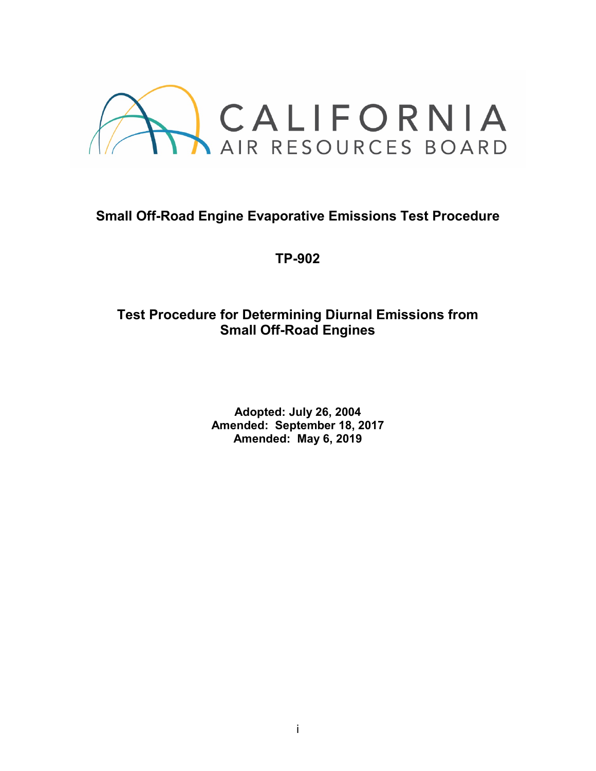CALIFORNIA AIR RESOURCES BOARD

# Small Off-Road Engine Evaporative Emissions Test Procedure

## TP-902

## Test Procedure for Determining Diurnal Emissions from Small Off-Road Engines

**Adopted: July 26, 2004**
**Amended: September 18, 2017**
**Amended: May 6, 2019**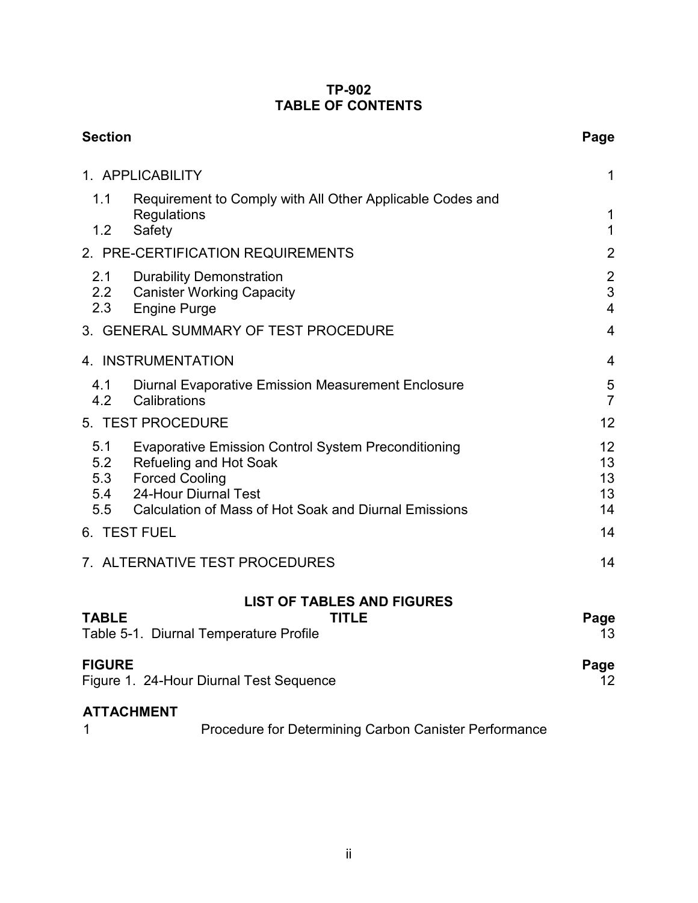# TP-902
# TABLE OF CONTENTS

| Section | | Page |
|---|---|---|
| 1. APPLICABILITY | | 1 |
| 1.1 | Requirement to Comply with All Other Applicable Codes and Regulations | 1 |
| 1.2 | Safety | 1 |
| 2. PRE-CERTIFICATION REQUIREMENTS | | 2 |
| 2.1 | Durability Demonstration | 2 |
| 2.2 | Canister Working Capacity | 3 |
| 2.3 | Engine Purge | 4 |
| 3. GENERAL SUMMARY OF TEST PROCEDURE | | 4 |
| 4. INSTRUMENTATION | | 4 |
| 4.1 | Diurnal Evaporative Emission Measurement Enclosure | 5 |
| 4.2 | Calibrations | 7 |
| 5. TEST PROCEDURE | | 12 |
| 5.1 | Evaporative Emission Control System Preconditioning | 12 |
| 5.2 | Refueling and Hot Soak | 13 |
| 5.3 | Forced Cooling | 13 |
| 5.4 | 24-Hour Diurnal Test | 13 |
| 5.5 | Calculation of Mass of Hot Soak and Diurnal Emissions | 14 |
| 6. TEST FUEL | | 14 |
| 7. ALTERNATIVE TEST PROCEDURES | | 14 |

## LIST OF TABLES AND FIGURES

| TABLE | TITLE | Page |
|---|---|---|
| Table 5-1. | Diurnal Temperature Profile | 13 |

| FIGURE | | Page |
|---|---|---|
| Figure 1. | 24-Hour Diurnal Test Sequence | 12 |

**ATTACHMENT**

| | |
|---|---|
| 1 | Procedure for Determining Carbon Canister Performance |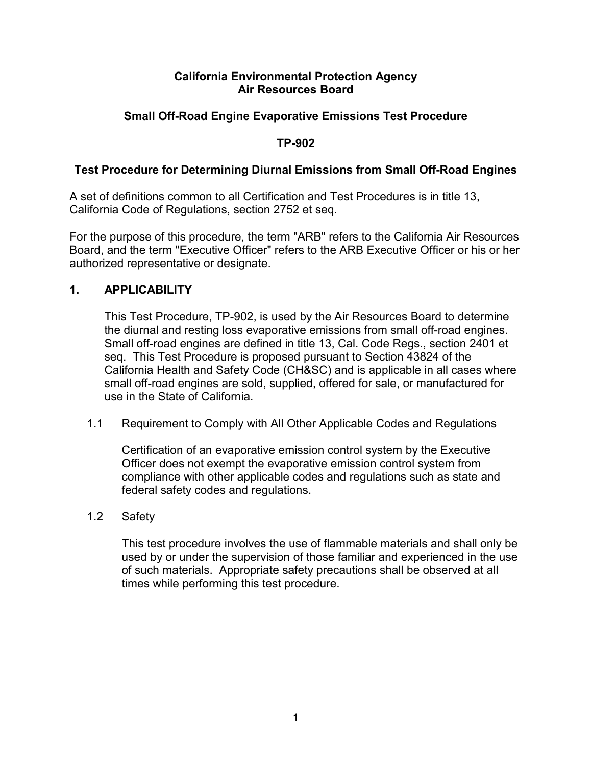**California Environmental Protection Agency**
**Air Resources Board**

**Small Off-Road Engine Evaporative Emissions Test Procedure**

**TP-902**

**Test Procedure for Determining Diurnal Emissions from Small Off-Road Engines**

A set of definitions common to all Certification and Test Procedures is in title 13, California Code of Regulations, section 2752 et seq.

For the purpose of this procedure, the term "ARB" refers to the California Air Resources Board, and the term "Executive Officer" refers to the ARB Executive Officer or his or her authorized representative or designate.

## 1. APPLICABILITY

This Test Procedure, TP-902, is used by the Air Resources Board to determine the diurnal and resting loss evaporative emissions from small off-road engines. Small off-road engines are defined in title 13, Cal. Code Regs., section 2401 et seq. This Test Procedure is proposed pursuant to Section 43824 of the California Health and Safety Code (CH&SC) and is applicable in all cases where small off-road engines are sold, supplied, offered for sale, or manufactured for use in the State of California.

### 1.1 Requirement to Comply with All Other Applicable Codes and Regulations

Certification of an evaporative emission control system by the Executive Officer does not exempt the evaporative emission control system from compliance with other applicable codes and regulations such as state and federal safety codes and regulations.

### 1.2 Safety

This test procedure involves the use of flammable materials and shall only be used by or under the supervision of those familiar and experienced in the use of such materials. Appropriate safety precautions shall be observed at all times while performing this test procedure.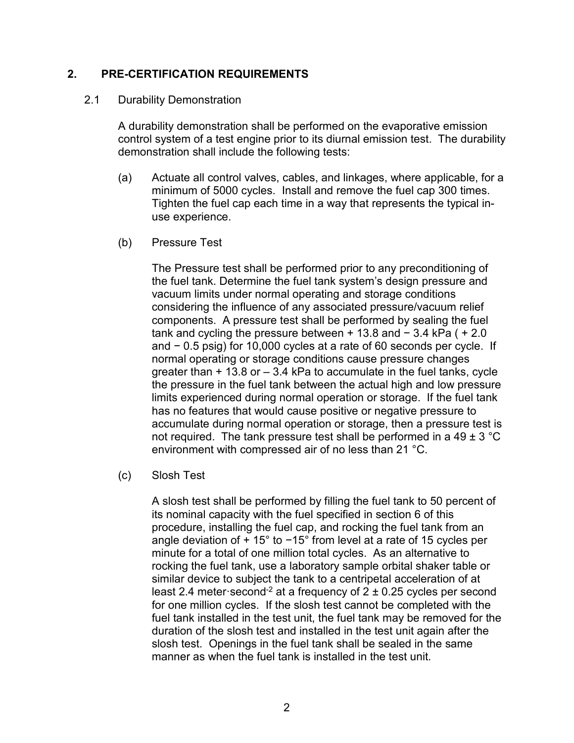## 2. PRE-CERTIFICATION REQUIREMENTS

### 2.1 Durability Demonstration

A durability demonstration shall be performed on the evaporative emission control system of a test engine prior to its diurnal emission test. The durability demonstration shall include the following tests:

(a) Actuate all control valves, cables, and linkages, where applicable, for a minimum of 5000 cycles. Install and remove the fuel cap 300 times. Tighten the fuel cap each time in a way that represents the typical in-use experience.

(b) Pressure Test

The Pressure test shall be performed prior to any preconditioning of the fuel tank. Determine the fuel tank system's design pressure and vacuum limits under normal operating and storage conditions considering the influence of any associated pressure/vacuum relief components. A pressure test shall be performed by sealing the fuel tank and cycling the pressure between + 13.8 and − 3.4 kPa ( + 2.0 and − 0.5 psig) for 10,000 cycles at a rate of 60 seconds per cycle. If normal operating or storage conditions cause pressure changes greater than + 13.8 or – 3.4 kPa to accumulate in the fuel tanks, cycle the pressure in the fuel tank between the actual high and low pressure limits experienced during normal operation or storage. If the fuel tank has no features that would cause positive or negative pressure to accumulate during normal operation or storage, then a pressure test is not required. The tank pressure test shall be performed in a 49 ± 3 °C environment with compressed air of no less than 21 °C.

(c) Slosh Test

A slosh test shall be performed by filling the fuel tank to 50 percent of its nominal capacity with the fuel specified in section 6 of this procedure, installing the fuel cap, and rocking the fuel tank from an angle deviation of + 15° to −15° from level at a rate of 15 cycles per minute for a total of one million total cycles. As an alternative to rocking the fuel tank, use a laboratory sample orbital shaker table or similar device to subject the tank to a centripetal acceleration of at least 2.4 meter·second$^{-2}$ at a frequency of 2 ± 0.25 cycles per second for one million cycles. If the slosh test cannot be completed with the fuel tank installed in the test unit, the fuel tank may be removed for the duration of the slosh test and installed in the test unit again after the slosh test. Openings in the fuel tank shall be sealed in the same manner as when the fuel tank is installed in the test unit.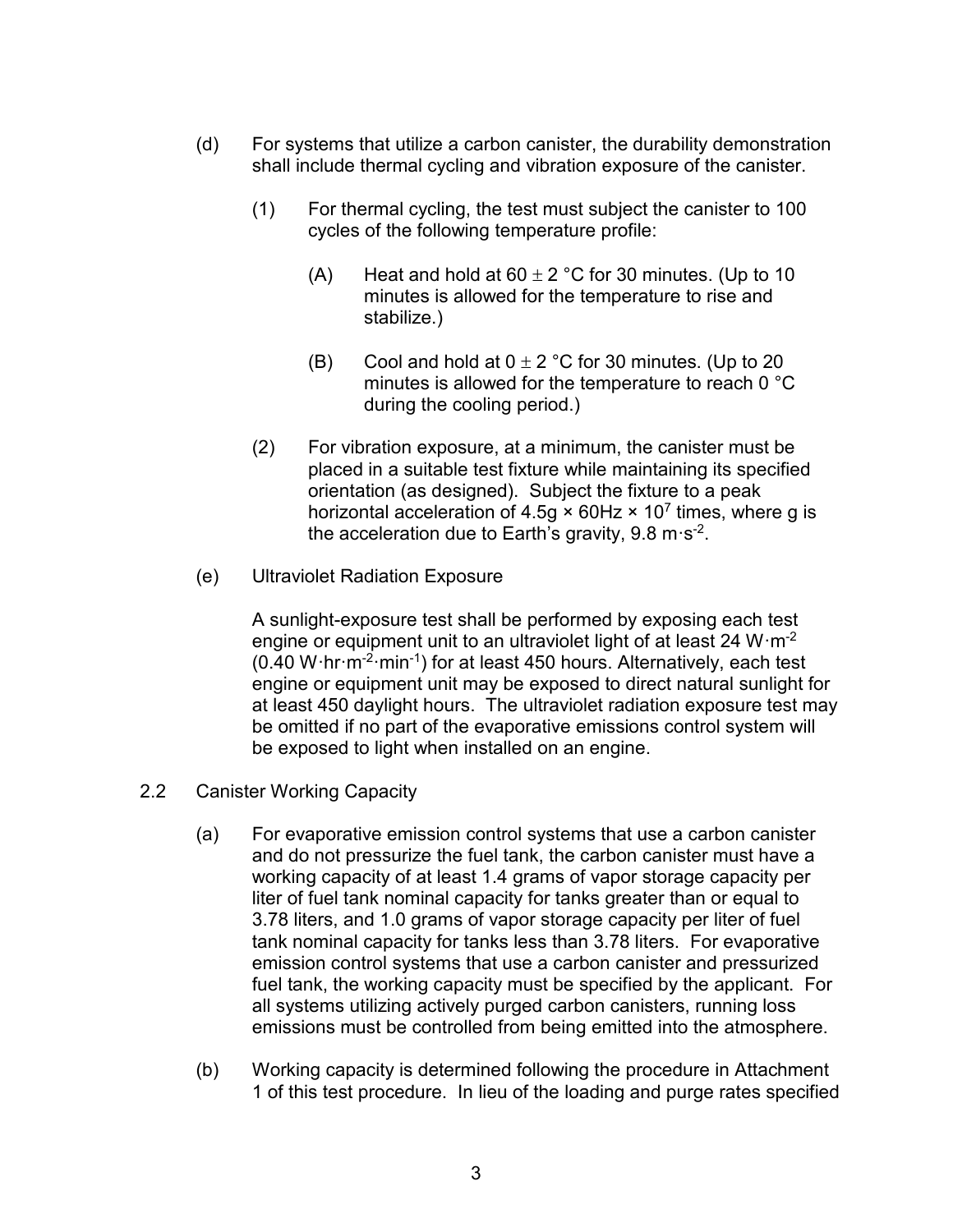(d) For systems that utilize a carbon canister, the durability demonstration shall include thermal cycling and vibration exposure of the canister.

(1) For thermal cycling, the test must subject the canister to 100 cycles of the following temperature profile:

(A) Heat and hold at $60 \pm 2$ °C for 30 minutes. (Up to 10 minutes is allowed for the temperature to rise and stabilize.)

(B) Cool and hold at $0 \pm 2$ °C for 30 minutes. (Up to 20 minutes is allowed for the temperature to reach 0 °C during the cooling period.)

(2) For vibration exposure, at a minimum, the canister must be placed in a suitable test fixture while maintaining its specified orientation (as designed). Subject the fixture to a peak horizontal acceleration of $4.5g \times 60Hz \times 10^7$ times, where g is the acceleration due to Earth's gravity, $9.8 \text{ m}\cdot\text{s}^{-2}$.

(e) Ultraviolet Radiation Exposure

A sunlight-exposure test shall be performed by exposing each test engine or equipment unit to an ultraviolet light of at least $24 \text{ W}\cdot\text{m}^{-2}$ ($0.40 \text{ W}\cdot\text{hr}\cdot\text{m}^{-2}\cdot\text{min}^{-1}$) for at least 450 hours. Alternatively, each test engine or equipment unit may be exposed to direct natural sunlight for at least 450 daylight hours. The ultraviolet radiation exposure test may be omitted if no part of the evaporative emissions control system will be exposed to light when installed on an engine.

2.2 Canister Working Capacity

(a) For evaporative emission control systems that use a carbon canister and do not pressurize the fuel tank, the carbon canister must have a working capacity of at least 1.4 grams of vapor storage capacity per liter of fuel tank nominal capacity for tanks greater than or equal to 3.78 liters, and 1.0 grams of vapor storage capacity per liter of fuel tank nominal capacity for tanks less than 3.78 liters. For evaporative emission control systems that use a carbon canister and pressurized fuel tank, the working capacity must be specified by the applicant. For all systems utilizing actively purged carbon canisters, running loss emissions must be controlled from being emitted into the atmosphere.

(b) Working capacity is determined following the procedure in Attachment 1 of this test procedure. In lieu of the loading and purge rates specified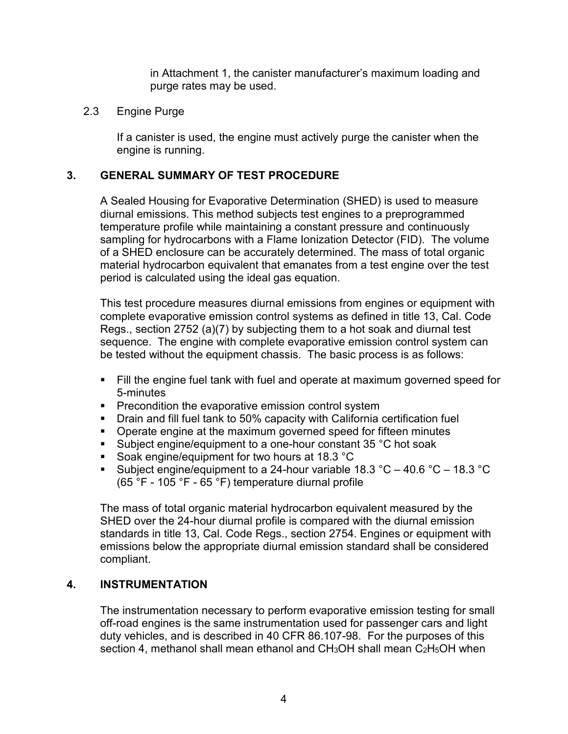in Attachment 1, the canister manufacturer's maximum loading and purge rates may be used.

### 2.3 Engine Purge

If a canister is used, the engine must actively purge the canister when the engine is running.

## 3. GENERAL SUMMARY OF TEST PROCEDURE

A Sealed Housing for Evaporative Determination (SHED) is used to measure diurnal emissions. This method subjects test engines to a preprogrammed temperature profile while maintaining a constant pressure and continuously sampling for hydrocarbons with a Flame Ionization Detector (FID). The volume of a SHED enclosure can be accurately determined. The mass of total organic material hydrocarbon equivalent that emanates from a test engine over the test period is calculated using the ideal gas equation.

This test procedure measures diurnal emissions from engines or equipment with complete evaporative emission control systems as defined in title 13, Cal. Code Regs., section 2752 (a)(7) by subjecting them to a hot soak and diurnal test sequence. The engine with complete evaporative emission control system can be tested without the equipment chassis. The basic process is as follows:

- Fill the engine fuel tank with fuel and operate at maximum governed speed for 5-minutes
- Precondition the evaporative emission control system
- Drain and fill fuel tank to 50% capacity with California certification fuel
- Operate engine at the maximum governed speed for fifteen minutes
- Subject engine/equipment to a one-hour constant 35 °C hot soak
- Soak engine/equipment for two hours at 18.3 °C
- Subject engine/equipment to a 24-hour variable 18.3 °C – 40.6 °C – 18.3 °C (65 °F - 105 °F - 65 °F) temperature diurnal profile

The mass of total organic material hydrocarbon equivalent measured by the SHED over the 24-hour diurnal profile is compared with the diurnal emission standards in title 13, Cal. Code Regs., section 2754. Engines or equipment with emissions below the appropriate diurnal emission standard shall be considered compliant.

## 4. INSTRUMENTATION

The instrumentation necessary to perform evaporative emission testing for small off-road engines is the same instrumentation used for passenger cars and light duty vehicles, and is described in 40 CFR 86.107-98. For the purposes of this section 4, methanol shall mean ethanol and $CH_3OH$ shall mean $C_2H_5OH$ when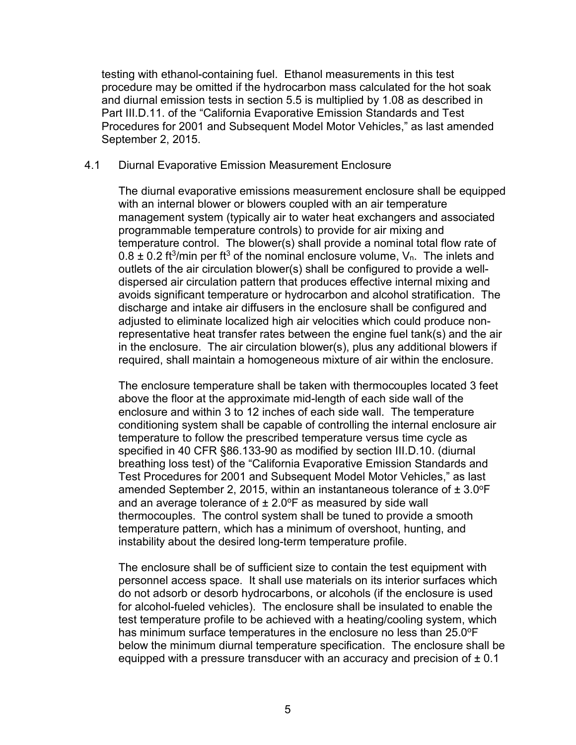testing with ethanol-containing fuel. Ethanol measurements in this test procedure may be omitted if the hydrocarbon mass calculated for the hot soak and diurnal emission tests in section 5.5 is multiplied by 1.08 as described in Part III.D.11. of the "California Evaporative Emission Standards and Test Procedures for 2001 and Subsequent Model Motor Vehicles," as last amended September 2, 2015.

### 4.1 Diurnal Evaporative Emission Measurement Enclosure

The diurnal evaporative emissions measurement enclosure shall be equipped with an internal blower or blowers coupled with an air temperature management system (typically air to water heat exchangers and associated programmable temperature controls) to provide for air mixing and temperature control. The blower(s) shall provide a nominal total flow rate of $0.8 \pm 0.2$ $ft^3$/min per $ft^3$ of the nominal enclosure volume, $V_n$. The inlets and outlets of the air circulation blower(s) shall be configured to provide a well-dispersed air circulation pattern that produces effective internal mixing and avoids significant temperature or hydrocarbon and alcohol stratification. The discharge and intake air diffusers in the enclosure shall be configured and adjusted to eliminate localized high air velocities which could produce non-representative heat transfer rates between the engine fuel tank(s) and the air in the enclosure. The air circulation blower(s), plus any additional blowers if required, shall maintain a homogeneous mixture of air within the enclosure.

The enclosure temperature shall be taken with thermocouples located 3 feet above the floor at the approximate mid-length of each side wall of the enclosure and within 3 to 12 inches of each side wall. The temperature conditioning system shall be capable of controlling the internal enclosure air temperature to follow the prescribed temperature versus time cycle as specified in 40 CFR §86.133-90 as modified by section III.D.10. (diurnal breathing loss test) of the "California Evaporative Emission Standards and Test Procedures for 2001 and Subsequent Model Motor Vehicles," as last amended September 2, 2015, within an instantaneous tolerance of ± 3.0°F and an average tolerance of ± 2.0°F as measured by side wall thermocouples. The control system shall be tuned to provide a smooth temperature pattern, which has a minimum of overshoot, hunting, and instability about the desired long-term temperature profile.

The enclosure shall be of sufficient size to contain the test equipment with personnel access space. It shall use materials on its interior surfaces which do not adsorb or desorb hydrocarbons, or alcohols (if the enclosure is used for alcohol-fueled vehicles). The enclosure shall be insulated to enable the test temperature profile to be achieved with a heating/cooling system, which has minimum surface temperatures in the enclosure no less than 25.0°F below the minimum diurnal temperature specification. The enclosure shall be equipped with a pressure transducer with an accuracy and precision of ± 0.1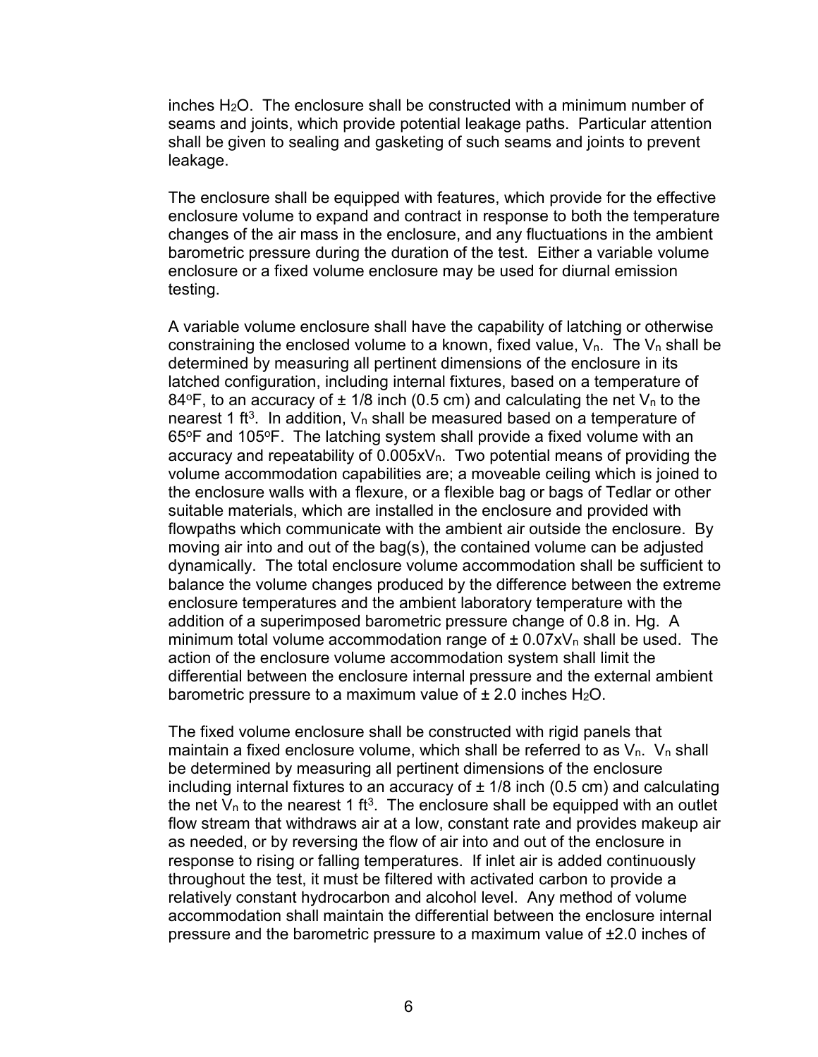inches $H_2O$. The enclosure shall be constructed with a minimum number of seams and joints, which provide potential leakage paths. Particular attention shall be given to sealing and gasketing of such seams and joints to prevent leakage.

The enclosure shall be equipped with features, which provide for the effective enclosure volume to expand and contract in response to both the temperature changes of the air mass in the enclosure, and any fluctuations in the ambient barometric pressure during the duration of the test. Either a variable volume enclosure or a fixed volume enclosure may be used for diurnal emission testing.

A variable volume enclosure shall have the capability of latching or otherwise constraining the enclosed volume to a known, fixed value, $V_n$. The $V_n$ shall be determined by measuring all pertinent dimensions of the enclosure in its latched configuration, including internal fixtures, based on a temperature of 84°F, to an accuracy of ± 1/8 inch (0.5 cm) and calculating the net $V_n$ to the nearest 1 $ft^3$. In addition, $V_n$ shall be measured based on a temperature of 65°F and 105°F. The latching system shall provide a fixed volume with an accuracy and repeatability of $0.005xV_n$. Two potential means of providing the volume accommodation capabilities are; a moveable ceiling which is joined to the enclosure walls with a flexure, or a flexible bag or bags of Tedlar or other suitable materials, which are installed in the enclosure and provided with flowpaths which communicate with the ambient air outside the enclosure. By moving air into and out of the bag(s), the contained volume can be adjusted dynamically. The total enclosure volume accommodation shall be sufficient to balance the volume changes produced by the difference between the extreme enclosure temperatures and the ambient laboratory temperature with the addition of a superimposed barometric pressure change of 0.8 in. Hg. A minimum total volume accommodation range of $\pm 0.07xV_n$ shall be used. The action of the enclosure volume accommodation system shall limit the differential between the enclosure internal pressure and the external ambient barometric pressure to a maximum value of ± 2.0 inches $H_2O$.

The fixed volume enclosure shall be constructed with rigid panels that maintain a fixed enclosure volume, which shall be referred to as $V_n$. $V_n$ shall be determined by measuring all pertinent dimensions of the enclosure including internal fixtures to an accuracy of ± 1/8 inch (0.5 cm) and calculating the net $V_n$ to the nearest 1 $ft^3$. The enclosure shall be equipped with an outlet flow stream that withdraws air at a low, constant rate and provides makeup air as needed, or by reversing the flow of air into and out of the enclosure in response to rising or falling temperatures. If inlet air is added continuously throughout the test, it must be filtered with activated carbon to provide a relatively constant hydrocarbon and alcohol level. Any method of volume accommodation shall maintain the differential between the enclosure internal pressure and the barometric pressure to a maximum value of ±2.0 inches of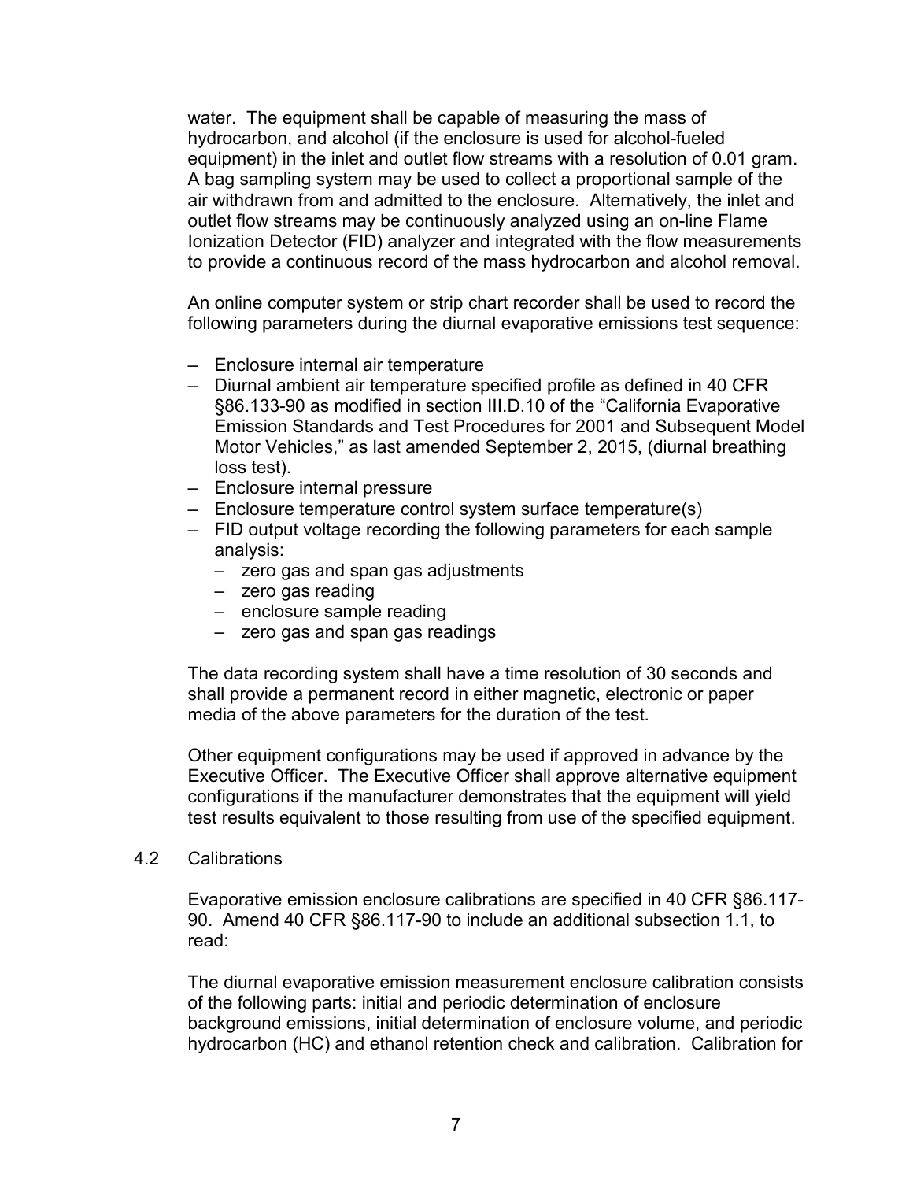water. The equipment shall be capable of measuring the mass of hydrocarbon, and alcohol (if the enclosure is used for alcohol-fueled equipment) in the inlet and outlet flow streams with a resolution of 0.01 gram. A bag sampling system may be used to collect a proportional sample of the air withdrawn from and admitted to the enclosure. Alternatively, the inlet and outlet flow streams may be continuously analyzed using an on-line Flame Ionization Detector (FID) analyzer and integrated with the flow measurements to provide a continuous record of the mass hydrocarbon and alcohol removal.

An online computer system or strip chart recorder shall be used to record the following parameters during the diurnal evaporative emissions test sequence:

- Enclosure internal air temperature
- Diurnal ambient air temperature specified profile as defined in 40 CFR §86.133-90 as modified in section III.D.10 of the "California Evaporative Emission Standards and Test Procedures for 2001 and Subsequent Model Motor Vehicles," as last amended September 2, 2015, (diurnal breathing loss test).
- Enclosure internal pressure
- Enclosure temperature control system surface temperature(s)
- FID output voltage recording the following parameters for each sample analysis:
  - zero gas and span gas adjustments
  - zero gas reading
  - enclosure sample reading
  - zero gas and span gas readings

The data recording system shall have a time resolution of 30 seconds and shall provide a permanent record in either magnetic, electronic or paper media of the above parameters for the duration of the test.

Other equipment configurations may be used if approved in advance by the Executive Officer. The Executive Officer shall approve alternative equipment configurations if the manufacturer demonstrates that the equipment will yield test results equivalent to those resulting from use of the specified equipment.

## 4.2 Calibrations

Evaporative emission enclosure calibrations are specified in 40 CFR §86.117-90. Amend 40 CFR §86.117-90 to include an additional subsection 1.1, to read:

The diurnal evaporative emission measurement enclosure calibration consists of the following parts: initial and periodic determination of enclosure background emissions, initial determination of enclosure volume, and periodic hydrocarbon (HC) and ethanol retention check and calibration. Calibration for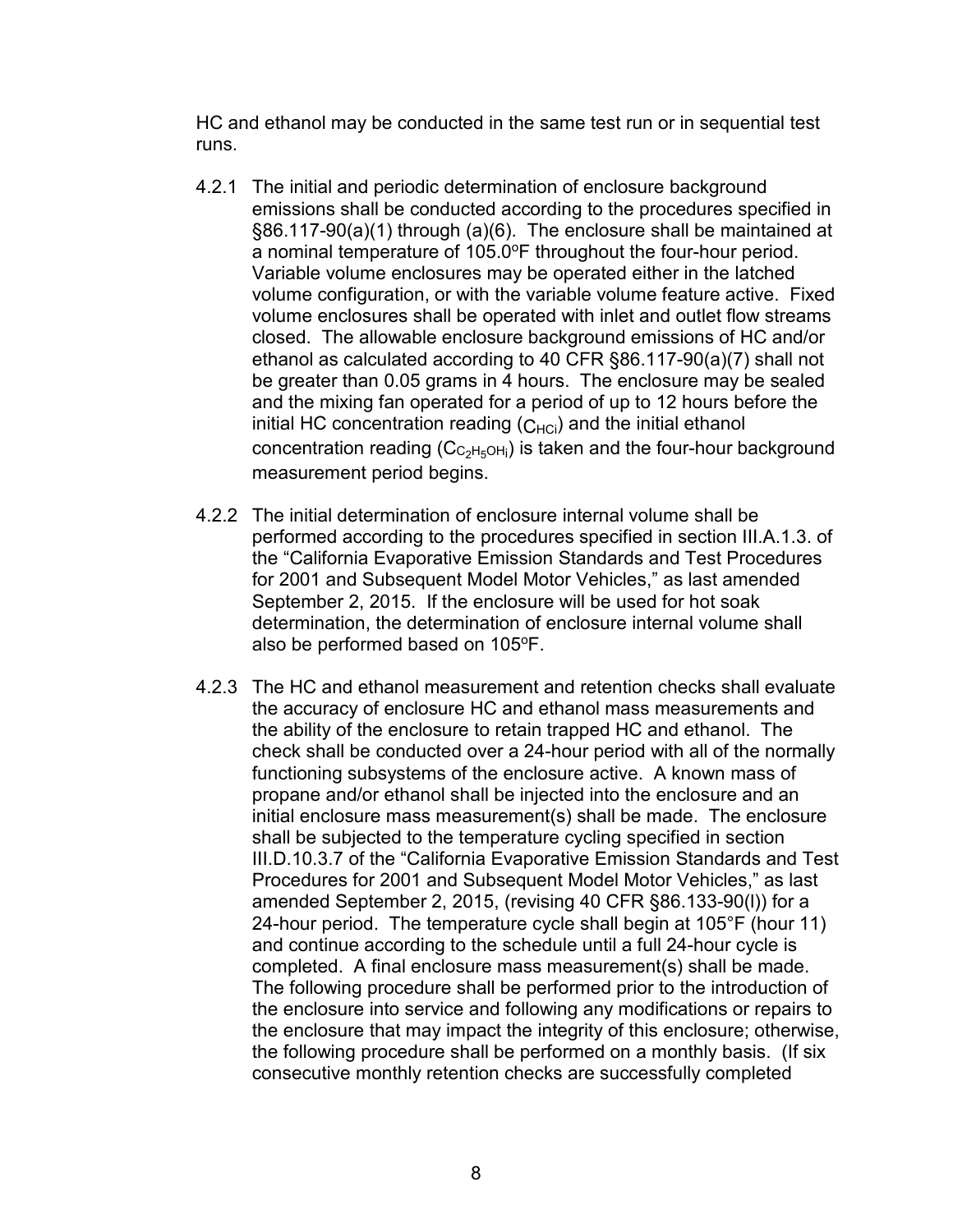HC and ethanol may be conducted in the same test run or in sequential test runs.

4.2.1 The initial and periodic determination of enclosure background emissions shall be conducted according to the procedures specified in §86.117-90(a)(1) through (a)(6). The enclosure shall be maintained at a nominal temperature of 105.0ºF throughout the four-hour period. Variable volume enclosures may be operated either in the latched volume configuration, or with the variable volume feature active. Fixed volume enclosures shall be operated with inlet and outlet flow streams closed. The allowable enclosure background emissions of HC and/or ethanol as calculated according to 40 CFR §86.117-90(a)(7) shall not be greater than 0.05 grams in 4 hours. The enclosure may be sealed and the mixing fan operated for a period of up to 12 hours before the initial HC concentration reading ($C_{HCi}$) and the initial ethanol concentration reading ($C_{C_2H_5OHi}$) is taken and the four-hour background measurement period begins.

4.2.2 The initial determination of enclosure internal volume shall be performed according to the procedures specified in section III.A.1.3. of the "California Evaporative Emission Standards and Test Procedures for 2001 and Subsequent Model Motor Vehicles," as last amended September 2, 2015. If the enclosure will be used for hot soak determination, the determination of enclosure internal volume shall also be performed based on 105ºF.

4.2.3 The HC and ethanol measurement and retention checks shall evaluate the accuracy of enclosure HC and ethanol mass measurements and the ability of the enclosure to retain trapped HC and ethanol. The check shall be conducted over a 24-hour period with all of the normally functioning subsystems of the enclosure active. A known mass of propane and/or ethanol shall be injected into the enclosure and an initial enclosure mass measurement(s) shall be made. The enclosure shall be subjected to the temperature cycling specified in section III.D.10.3.7 of the "California Evaporative Emission Standards and Test Procedures for 2001 and Subsequent Model Motor Vehicles," as last amended September 2, 2015, (revising 40 CFR §86.133-90(l)) for a 24-hour period. The temperature cycle shall begin at 105°F (hour 11) and continue according to the schedule until a full 24-hour cycle is completed. A final enclosure mass measurement(s) shall be made. The following procedure shall be performed prior to the introduction of the enclosure into service and following any modifications or repairs to the enclosure that may impact the integrity of this enclosure; otherwise, the following procedure shall be performed on a monthly basis. (If six consecutive monthly retention checks are successfully completed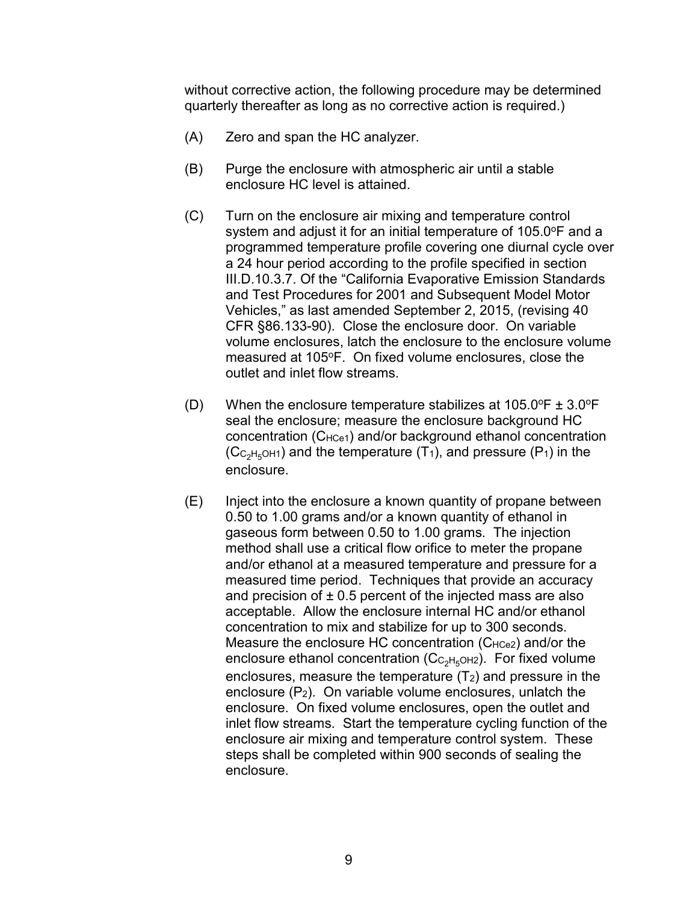without corrective action, the following procedure may be determined quarterly thereafter as long as no corrective action is required.)

(A) Zero and span the HC analyzer.

(B) Purge the enclosure with atmospheric air until a stable enclosure HC level is attained.

(C) Turn on the enclosure air mixing and temperature control system and adjust it for an initial temperature of 105.0°F and a programmed temperature profile covering one diurnal cycle over a 24 hour period according to the profile specified in section III.D.10.3.7. Of the "California Evaporative Emission Standards and Test Procedures for 2001 and Subsequent Model Motor Vehicles," as last amended September 2, 2015, (revising 40 CFR §86.133-90). Close the enclosure door. On variable volume enclosures, latch the enclosure to the enclosure volume measured at 105°F. On fixed volume enclosures, close the outlet and inlet flow streams.

(D) When the enclosure temperature stabilizes at 105.0°F ± 3.0°F seal the enclosure; measure the enclosure background HC concentration ($C_{HCe1}$) and/or background ethanol concentration ($C_{C_2H_5OH1}$) and the temperature ($T_1$), and pressure ($P_1$) in the enclosure.

(E) Inject into the enclosure a known quantity of propane between 0.50 to 1.00 grams and/or a known quantity of ethanol in gaseous form between 0.50 to 1.00 grams. The injection method shall use a critical flow orifice to meter the propane and/or ethanol at a measured temperature and pressure for a measured time period. Techniques that provide an accuracy and precision of ± 0.5 percent of the injected mass are also acceptable. Allow the enclosure internal HC and/or ethanol concentration to mix and stabilize for up to 300 seconds. Measure the enclosure HC concentration ($C_{HCe2}$) and/or the enclosure ethanol concentration ($C_{C_2H_5OH2}$). For fixed volume enclosures, measure the temperature ($T_2$) and pressure in the enclosure ($P_2$). On variable volume enclosures, unlatch the enclosure. On fixed volume enclosures, open the outlet and inlet flow streams. Start the temperature cycling function of the enclosure air mixing and temperature control system. These steps shall be completed within 900 seconds of sealing the enclosure.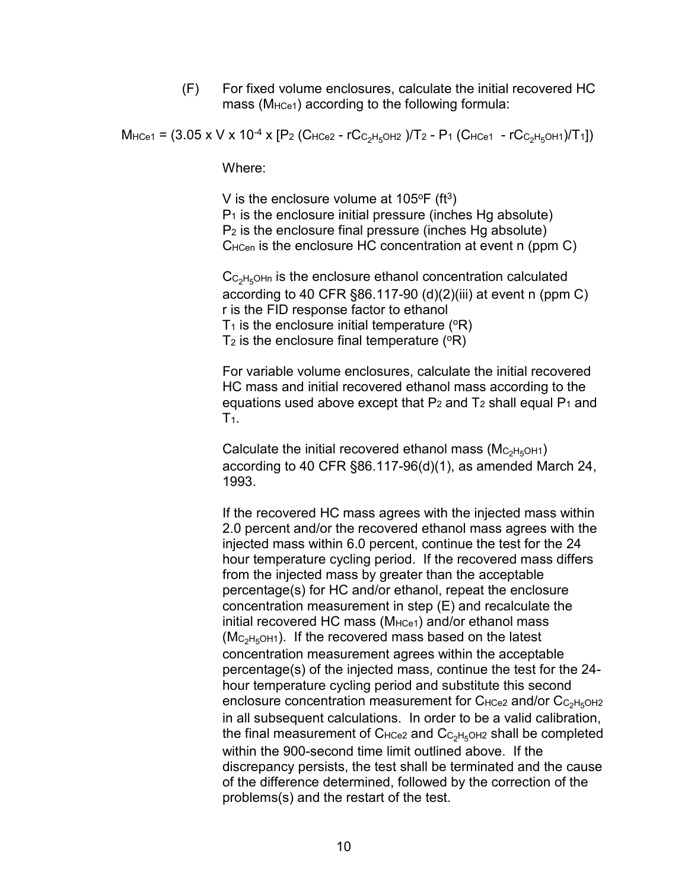(F) For fixed volume enclosures, calculate the initial recovered HC mass ($M_{HCe1}$) according to the following formula:

$$M_{HCe1} = (3.05 \times V \times 10^{-4} \times [P_2 (C_{HCe2} - rC_{C_2H_5OH2})/T_2 - P_1 (C_{HCe1} - rC_{C_2H_5OH1})/T_1])$$

Where:

$V$ is the enclosure volume at 105°F ($ft^3$)
$P_1$ is the enclosure initial pressure (inches Hg absolute)
$P_2$ is the enclosure final pressure (inches Hg absolute)
$C_{HCen}$ is the enclosure HC concentration at event n (ppm C)

$C_{C_2H_5OHn}$ is the enclosure ethanol concentration calculated according to 40 CFR §86.117-90 (d)(2)(iii) at event n (ppm C)
r is the FID response factor to ethanol
$T_1$ is the enclosure initial temperature (°R)
$T_2$ is the enclosure final temperature (°R)

For variable volume enclosures, calculate the initial recovered HC mass and initial recovered ethanol mass according to the equations used above except that $P_2$ and $T_2$ shall equal $P_1$ and $T_1$.

Calculate the initial recovered ethanol mass ($M_{C_2H_5OH1}$) according to 40 CFR §86.117-96(d)(1), as amended March 24, 1993.

If the recovered HC mass agrees with the injected mass within 2.0 percent and/or the recovered ethanol mass agrees with the injected mass within 6.0 percent, continue the test for the 24 hour temperature cycling period. If the recovered mass differs from the injected mass by greater than the acceptable percentage(s) for HC and/or ethanol, repeat the enclosure concentration measurement in step (E) and recalculate the initial recovered HC mass ($M_{HCe1}$) and/or ethanol mass ($M_{C_2H_5OH1}$). If the recovered mass based on the latest concentration measurement agrees within the acceptable percentage(s) of the injected mass, continue the test for the 24-hour temperature cycling period and substitute this second enclosure concentration measurement for $C_{HCe2}$ and/or $C_{C_2H_5OH2}$ in all subsequent calculations. In order to be a valid calibration, the final measurement of $C_{HCe2}$ and $C_{C_2H_5OH2}$ shall be completed within the 900-second time limit outlined above. If the discrepancy persists, the test shall be terminated and the cause of the difference determined, followed by the correction of the problems(s) and the restart of the test.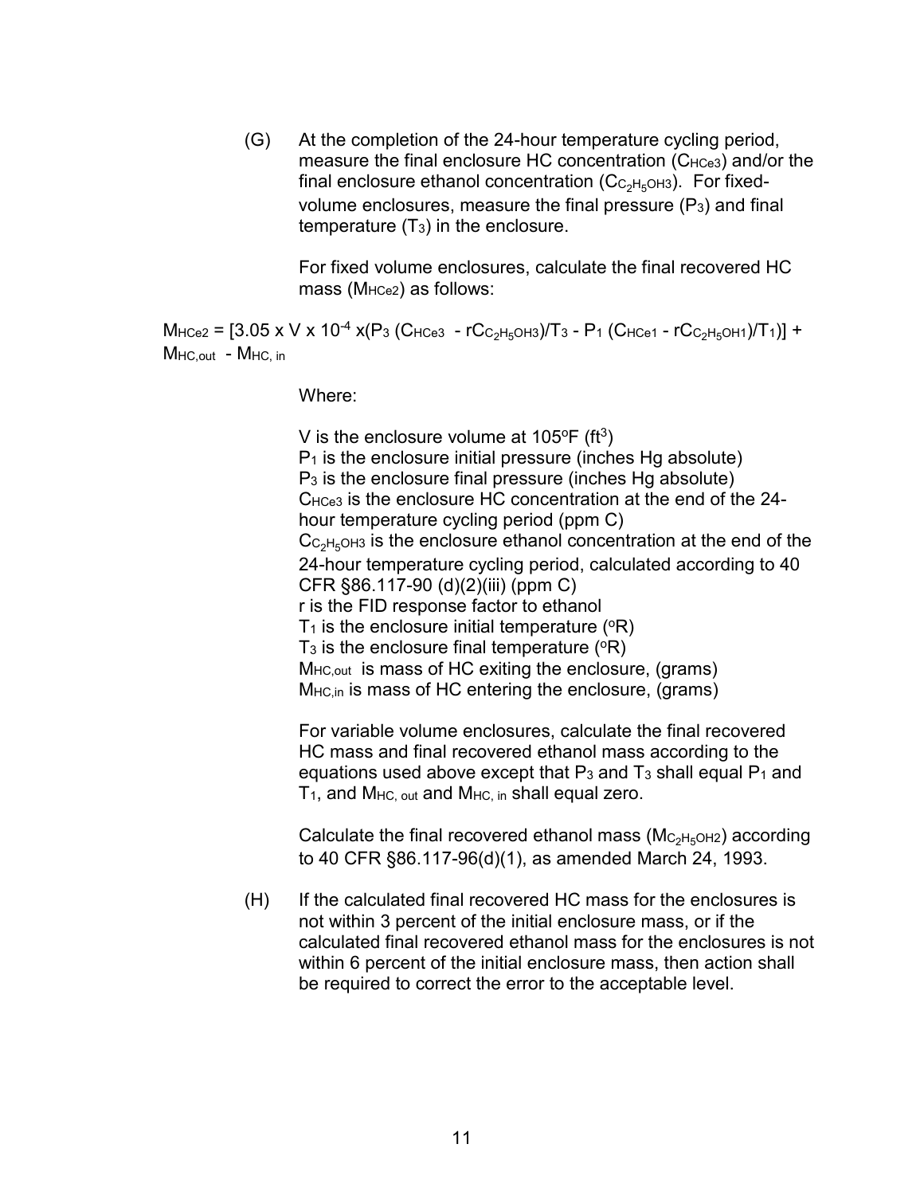(G) At the completion of the 24-hour temperature cycling period, measure the final enclosure HC concentration ($C_{HCe3}$) and/or the final enclosure ethanol concentration ($C_{C_2H_5OH3}$). For fixed-volume enclosures, measure the final pressure ($P_3$) and final temperature ($T_3$) in the enclosure.

For fixed volume enclosures, calculate the final recovered HC mass ($M_{HCe2}$) as follows:

$$M_{HCe2} = [3.05 \times V \times 10^{-4} \times (P_3 (C_{HCe3} - rC_{C_2H_5OH3})/T_3 - P_1 (C_{HCe1} - rC_{C_2H_5OH1})/T_1)] + M_{HC,out} - M_{HC,in}$$

Where:

$V$ is the enclosure volume at 105°F (ft$^3$)
$P_1$ is the enclosure initial pressure (inches Hg absolute)
$P_3$ is the enclosure final pressure (inches Hg absolute)
$C_{HCe3}$ is the enclosure HC concentration at the end of the 24-hour temperature cycling period (ppm C)
$C_{C_2H_5OH3}$ is the enclosure ethanol concentration at the end of the 24-hour temperature cycling period, calculated according to 40 CFR §86.117-90 (d)(2)(iii) (ppm C)
$r$ is the FID response factor to ethanol
$T_1$ is the enclosure initial temperature (°R)
$T_3$ is the enclosure final temperature (°R)
$M_{HC,out}$ is mass of HC exiting the enclosure, (grams)
$M_{HC,in}$ is mass of HC entering the enclosure, (grams)

For variable volume enclosures, calculate the final recovered HC mass and final recovered ethanol mass according to the equations used above except that $P_3$ and $T_3$ shall equal $P_1$ and $T_1$, and $M_{HC,out}$ and $M_{HC,in}$ shall equal zero.

Calculate the final recovered ethanol mass ($M_{C_2H_5OH2}$) according to 40 CFR §86.117-96(d)(1), as amended March 24, 1993.

(H) If the calculated final recovered HC mass for the enclosures is not within 3 percent of the initial enclosure mass, or if the calculated final recovered ethanol mass for the enclosures is not within 6 percent of the initial enclosure mass, then action shall be required to correct the error to the acceptable level.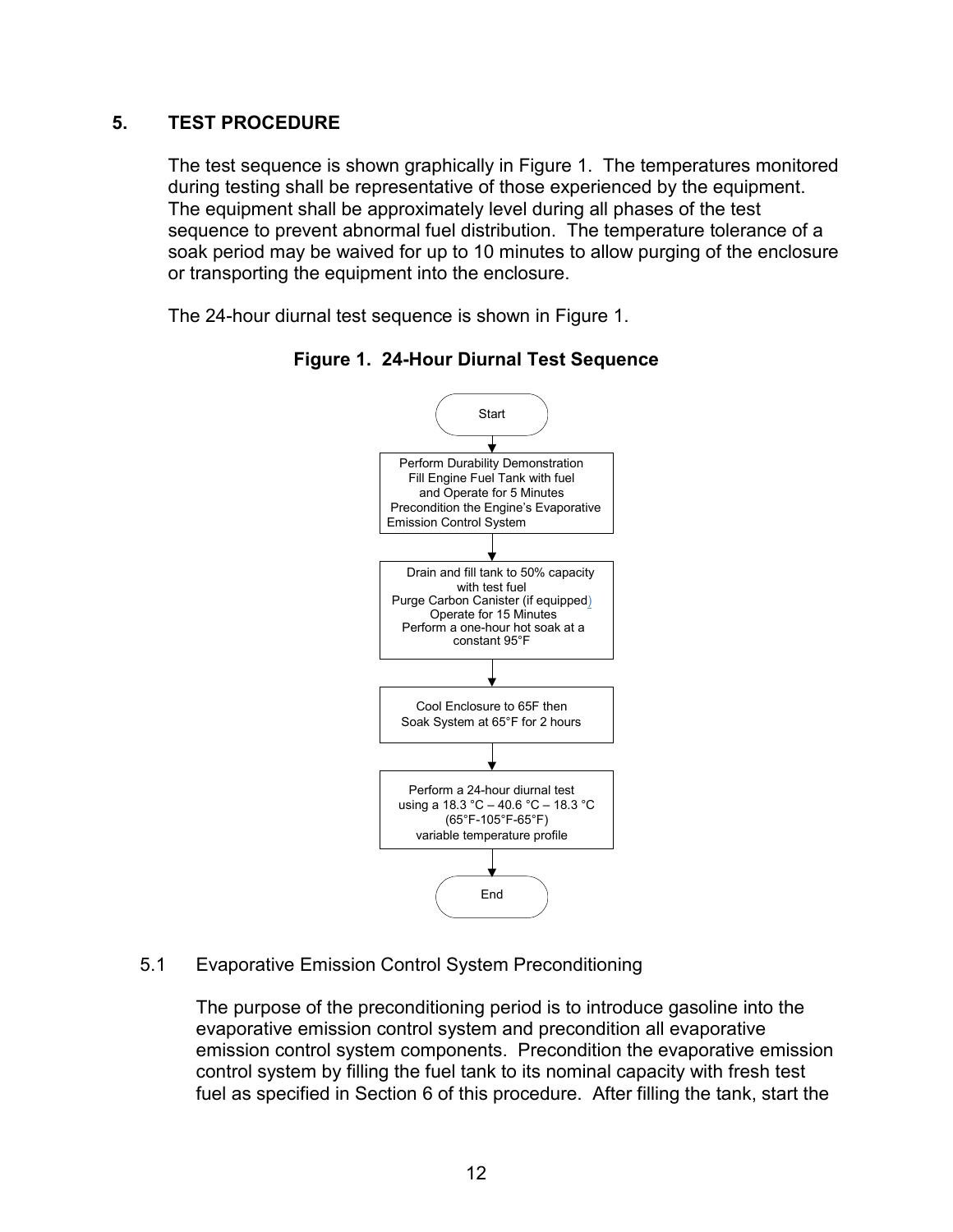## 5. TEST PROCEDURE

The test sequence is shown graphically in Figure 1. The temperatures monitored during testing shall be representative of those experienced by the equipment. The equipment shall be approximately level during all phases of the test sequence to prevent abnormal fuel distribution. The temperature tolerance of a soak period may be waived for up to 10 minutes to allow purging of the enclosure or transporting the equipment into the enclosure.

The 24-hour diurnal test sequence is shown in Figure 1.

**Figure 1. 24-Hour Diurnal Test Sequence**

Start

↓

Perform Durability Demonstration
Fill Engine Fuel Tank with fuel and Operate for 5 Minutes
Precondition the Engine's Evaporative Emission Control System

↓

Drain and fill tank to 50% capacity with test fuel
Purge Carbon Canister (if equipped)
Operate for 15 Minutes
Perform a one-hour hot soak at a constant 95°F

↓

Cool Enclosure to 65F then Soak System at 65°F for 2 hours

↓

Perform a 24-hour diurnal test using a 18.3 °C – 40.6 °C – 18.3 °C (65°F-105°F-65°F) variable temperature profile

↓

End

### 5.1 Evaporative Emission Control System Preconditioning

The purpose of the preconditioning period is to introduce gasoline into the evaporative emission control system and precondition all evaporative emission control system components. Precondition the evaporative emission control system by filling the fuel tank to its nominal capacity with fresh test fuel as specified in Section 6 of this procedure. After filling the tank, start the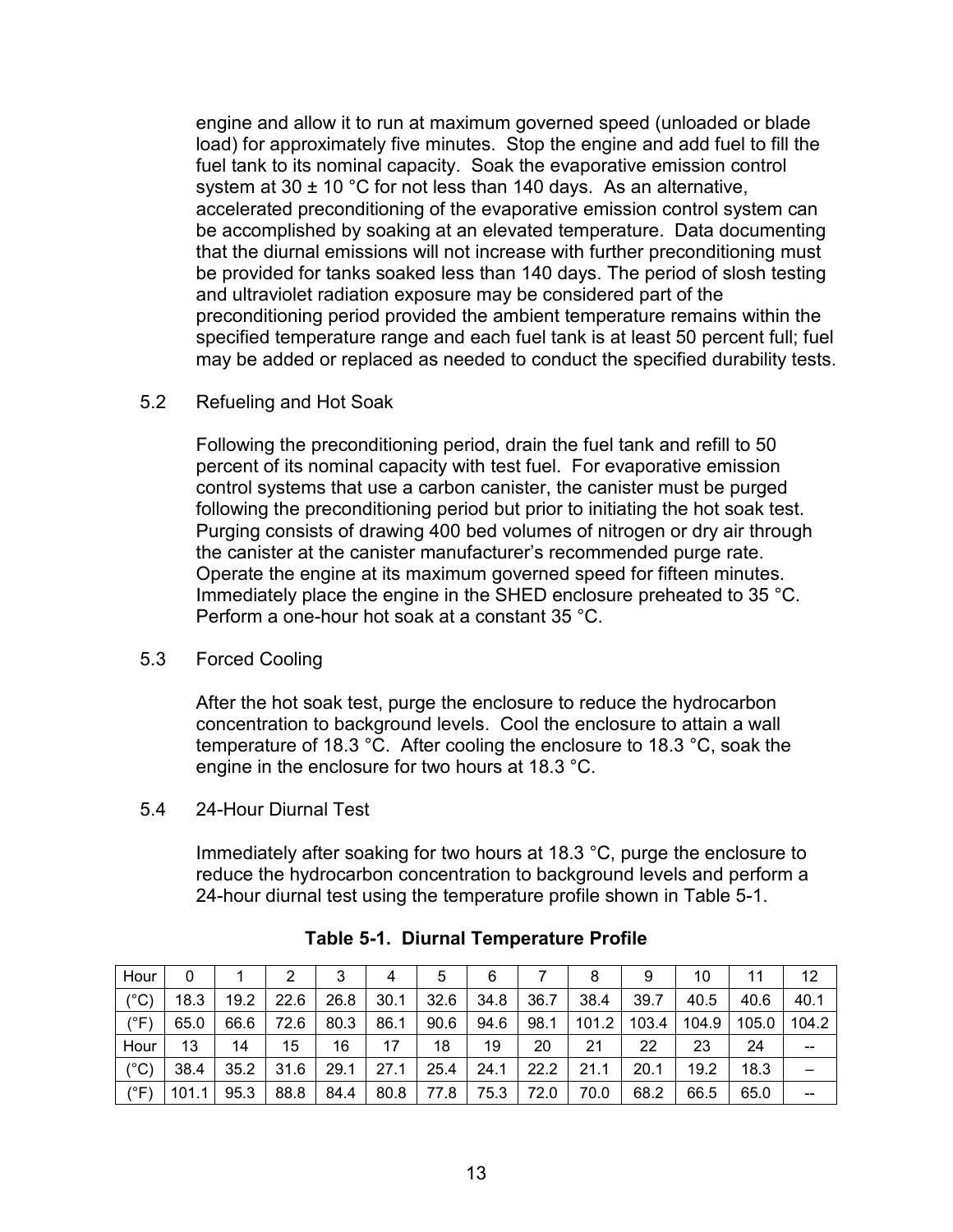engine and allow it to run at maximum governed speed (unloaded or blade load) for approximately five minutes. Stop the engine and add fuel to fill the fuel tank to its nominal capacity. Soak the evaporative emission control system at 30 ± 10 °C for not less than 140 days. As an alternative, accelerated preconditioning of the evaporative emission control system can be accomplished by soaking at an elevated temperature. Data documenting that the diurnal emissions will not increase with further preconditioning must be provided for tanks soaked less than 140 days. The period of slosh testing and ultraviolet radiation exposure may be considered part of the preconditioning period provided the ambient temperature remains within the specified temperature range and each fuel tank is at least 50 percent full; fuel may be added or replaced as needed to conduct the specified durability tests.

### 5.2 Refueling and Hot Soak

Following the preconditioning period, drain the fuel tank and refill to 50 percent of its nominal capacity with test fuel. For evaporative emission control systems that use a carbon canister, the canister must be purged following the preconditioning period but prior to initiating the hot soak test. Purging consists of drawing 400 bed volumes of nitrogen or dry air through the canister at the canister manufacturer's recommended purge rate. Operate the engine at its maximum governed speed for fifteen minutes. Immediately place the engine in the SHED enclosure preheated to 35 °C. Perform a one-hour hot soak at a constant 35 °C.

### 5.3 Forced Cooling

After the hot soak test, purge the enclosure to reduce the hydrocarbon concentration to background levels. Cool the enclosure to attain a wall temperature of 18.3 °C. After cooling the enclosure to 18.3 °C, soak the engine in the enclosure for two hours at 18.3 °C.

### 5.4 24-Hour Diurnal Test

Immediately after soaking for two hours at 18.3 °C, purge the enclosure to reduce the hydrocarbon concentration to background levels and perform a 24-hour diurnal test using the temperature profile shown in Table 5-1.

**Table 5-1. Diurnal Temperature Profile**

| Hour | 0 | 1 | 2 | 3 | 4 | 5 | 6 | 7 | 8 | 9 | 10 | 11 | 12 |
|---|---|---|---|---|---|---|---|---|---|---|---|---|---|
| (°C) | 18.3 | 19.2 | 22.6 | 26.8 | 30.1 | 32.6 | 34.8 | 36.7 | 38.4 | 39.7 | 40.5 | 40.6 | 40.1 |
| (°F) | 65.0 | 66.6 | 72.6 | 80.3 | 86.1 | 90.6 | 94.6 | 98.1 | 101.2 | 103.4 | 104.9 | 105.0 | 104.2 |
| Hour | 13 | 14 | 15 | 16 | 17 | 18 | 19 | 20 | 21 | 22 | 23 | 24 | -- |
| (°C) | 38.4 | 35.2 | 31.6 | 29.1 | 27.1 | 25.4 | 24.1 | 22.2 | 21.1 | 20.1 | 19.2 | 18.3 | – |
| (°F) | 101.1 | 95.3 | 88.8 | 84.4 | 80.8 | 77.8 | 75.3 | 72.0 | 70.0 | 68.2 | 66.5 | 65.0 | -- |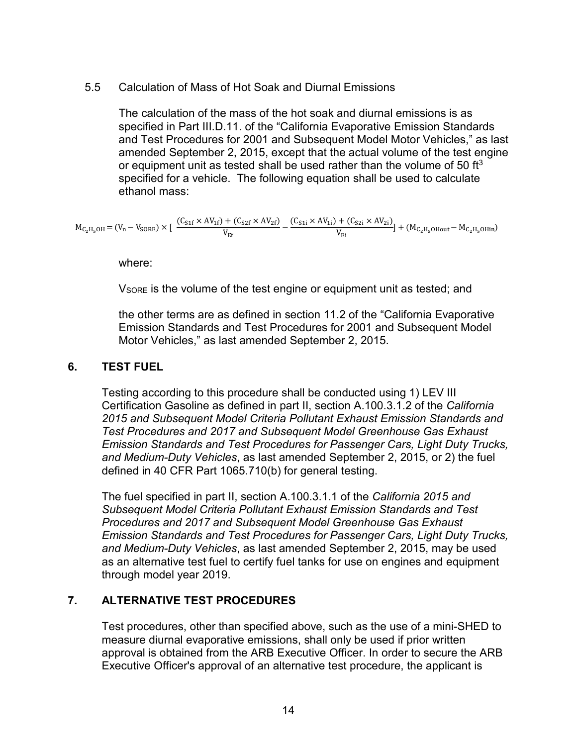5.5 Calculation of Mass of Hot Soak and Diurnal Emissions

The calculation of the mass of the hot soak and diurnal emissions is as specified in Part III.D.11. of the "California Evaporative Emission Standards and Test Procedures for 2001 and Subsequent Model Motor Vehicles," as last amended September 2, 2015, except that the actual volume of the test engine or equipment unit as tested shall be used rather than the volume of 50 ft$^3$ specified for a vehicle. The following equation shall be used to calculate ethanol mass:

$$M_{C_2H_5OH} = (V_n - V_{SORE}) \times \left[ \frac{(C_{S1f} \times AV_{1f}) + (C_{S2f} \times AV_{2f})}{V_{Ef}} - \frac{(C_{S1i} \times AV_{1i}) + (C_{S2i} \times AV_{2i})}{V_{Ei}} \right] + (M_{C_2H_5OHout} - M_{C_2H_5OHin})$$

where:

$V_{SORE}$ is the volume of the test engine or equipment unit as tested; and

the other terms are as defined in section 11.2 of the "California Evaporative Emission Standards and Test Procedures for 2001 and Subsequent Model Motor Vehicles," as last amended September 2, 2015.

## 6. TEST FUEL

Testing according to this procedure shall be conducted using 1) LEV III Certification Gasoline as defined in part II, section A.100.3.1.2 of the *California 2015 and Subsequent Model Criteria Pollutant Exhaust Emission Standards and Test Procedures and 2017 and Subsequent Model Greenhouse Gas Exhaust Emission Standards and Test Procedures for Passenger Cars, Light Duty Trucks, and Medium-Duty Vehicles*, as last amended September 2, 2015, or 2) the fuel defined in 40 CFR Part 1065.710(b) for general testing.

The fuel specified in part II, section A.100.3.1.1 of the *California 2015 and Subsequent Model Criteria Pollutant Exhaust Emission Standards and Test Procedures and 2017 and Subsequent Model Greenhouse Gas Exhaust Emission Standards and Test Procedures for Passenger Cars, Light Duty Trucks, and Medium-Duty Vehicles*, as last amended September 2, 2015, may be used as an alternative test fuel to certify fuel tanks for use on engines and equipment through model year 2019.

## 7. ALTERNATIVE TEST PROCEDURES

Test procedures, other than specified above, such as the use of a mini-SHED to measure diurnal evaporative emissions, shall only be used if prior written approval is obtained from the ARB Executive Officer. In order to secure the ARB Executive Officer's approval of an alternative test procedure, the applicant is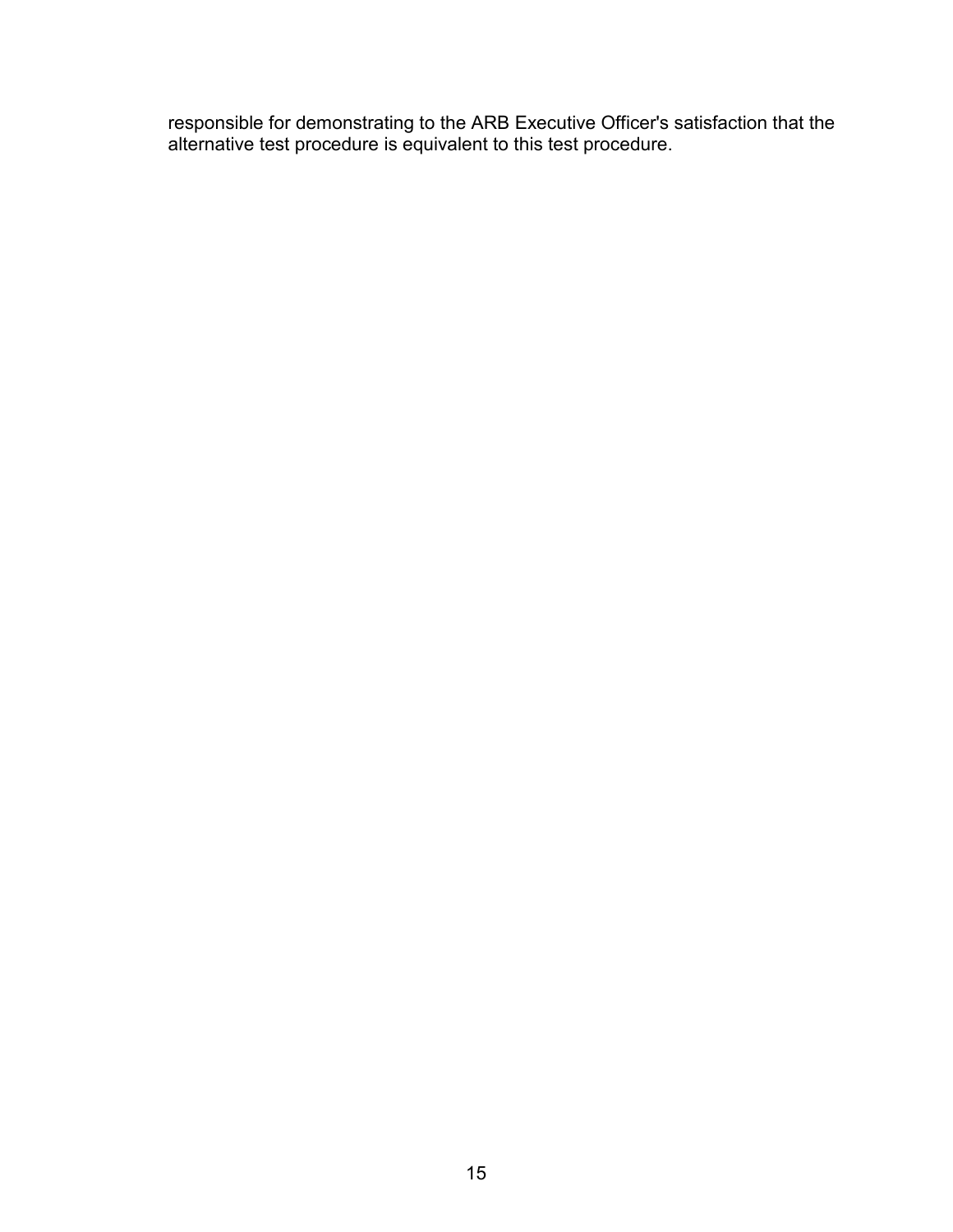responsible for demonstrating to the ARB Executive Officer's satisfaction that the alternative test procedure is equivalent to this test procedure.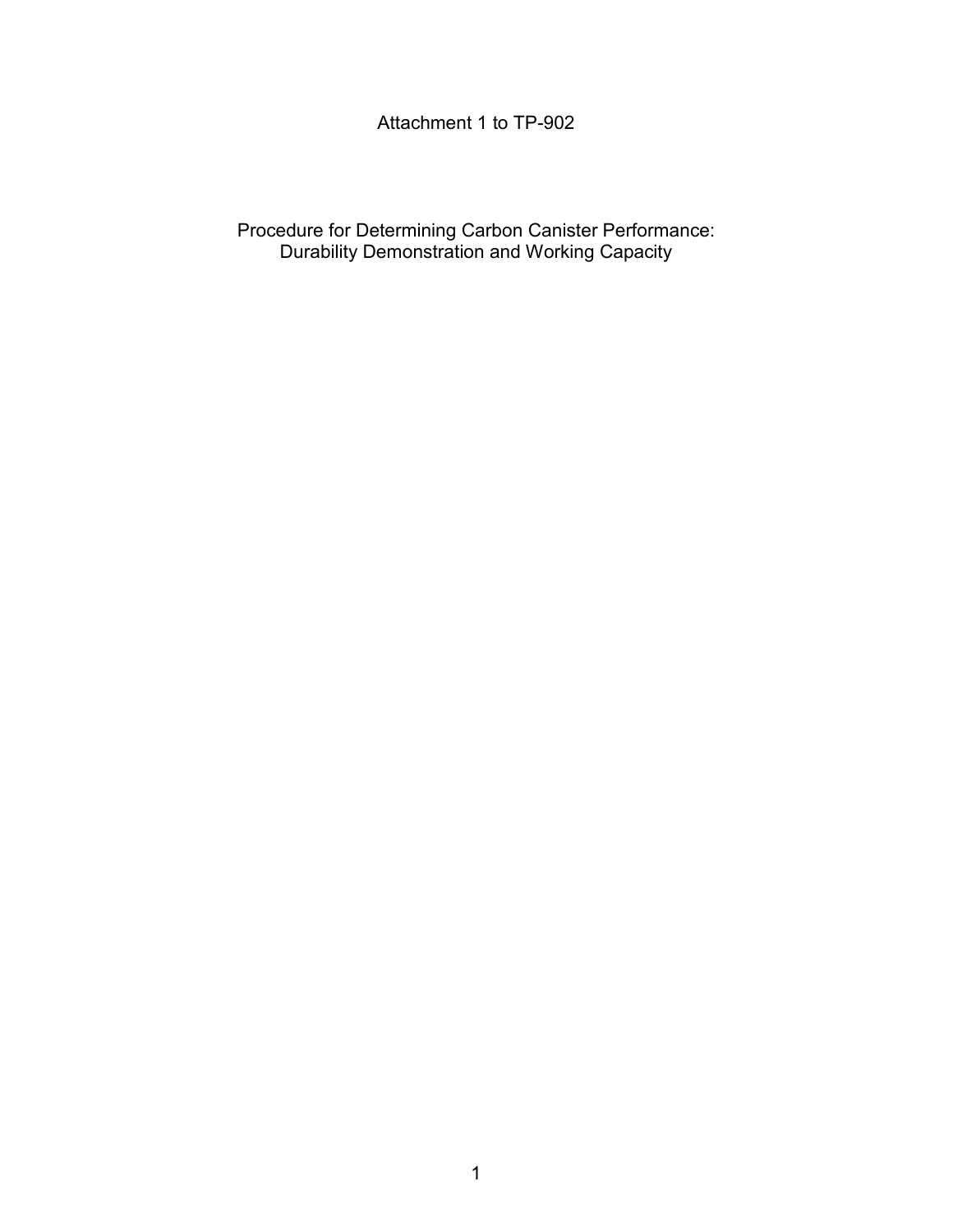Attachment 1 to TP-902

# Procedure for Determining Carbon Canister Performance: Durability Demonstration and Working Capacity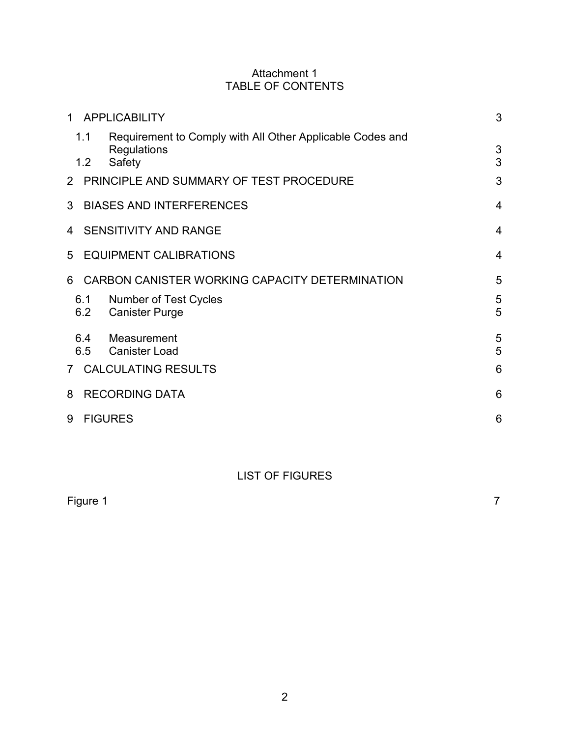Attachment 1

TABLE OF CONTENTS

| | | |
|---|---|---|
| 1 | APPLICABILITY | 3 |
| 1.1 | Requirement to Comply with All Other Applicable Codes and Regulations | 3 |
| 1.2 | Safety | 3 |
| 2 | PRINCIPLE AND SUMMARY OF TEST PROCEDURE | 3 |
| 3 | BIASES AND INTERFERENCES | 4 |
| 4 | SENSITIVITY AND RANGE | 4 |
| 5 | EQUIPMENT CALIBRATIONS | 4 |
| 6 | CARBON CANISTER WORKING CAPACITY DETERMINATION | 5 |
| 6.1 | Number of Test Cycles | 5 |
| 6.2 | Canister Purge | 5 |
| 6.4 | Measurement | 5 |
| 6.5 | Canister Load | 5 |
| 7 | CALCULATING RESULTS | 6 |
| 8 | RECORDING DATA | 6 |
| 9 | FIGURES | 6 |

LIST OF FIGURES

| | |
|---|---|
| Figure 1 | 7 |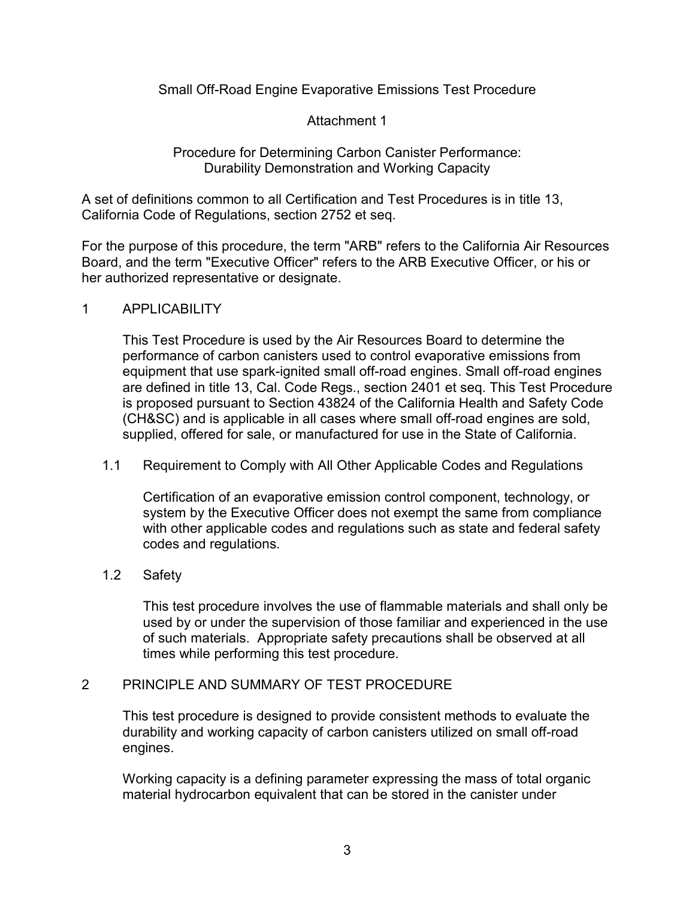Small Off-Road Engine Evaporative Emissions Test Procedure

Attachment 1

Procedure for Determining Carbon Canister Performance: Durability Demonstration and Working Capacity

A set of definitions common to all Certification and Test Procedures is in title 13, California Code of Regulations, section 2752 et seq.

For the purpose of this procedure, the term "ARB" refers to the California Air Resources Board, and the term "Executive Officer" refers to the ARB Executive Officer, or his or her authorized representative or designate.

## 1 APPLICABILITY

This Test Procedure is used by the Air Resources Board to determine the performance of carbon canisters used to control evaporative emissions from equipment that use spark-ignited small off-road engines. Small off-road engines are defined in title 13, Cal. Code Regs., section 2401 et seq. This Test Procedure is proposed pursuant to Section 43824 of the California Health and Safety Code (CH&SC) and is applicable in all cases where small off-road engines are sold, supplied, offered for sale, or manufactured for use in the State of California.

### 1.1 Requirement to Comply with All Other Applicable Codes and Regulations

Certification of an evaporative emission control component, technology, or system by the Executive Officer does not exempt the same from compliance with other applicable codes and regulations such as state and federal safety codes and regulations.

### 1.2 Safety

This test procedure involves the use of flammable materials and shall only be used by or under the supervision of those familiar and experienced in the use of such materials. Appropriate safety precautions shall be observed at all times while performing this test procedure.

## 2 PRINCIPLE AND SUMMARY OF TEST PROCEDURE

This test procedure is designed to provide consistent methods to evaluate the durability and working capacity of carbon canisters utilized on small off-road engines.

Working capacity is a defining parameter expressing the mass of total organic material hydrocarbon equivalent that can be stored in the canister under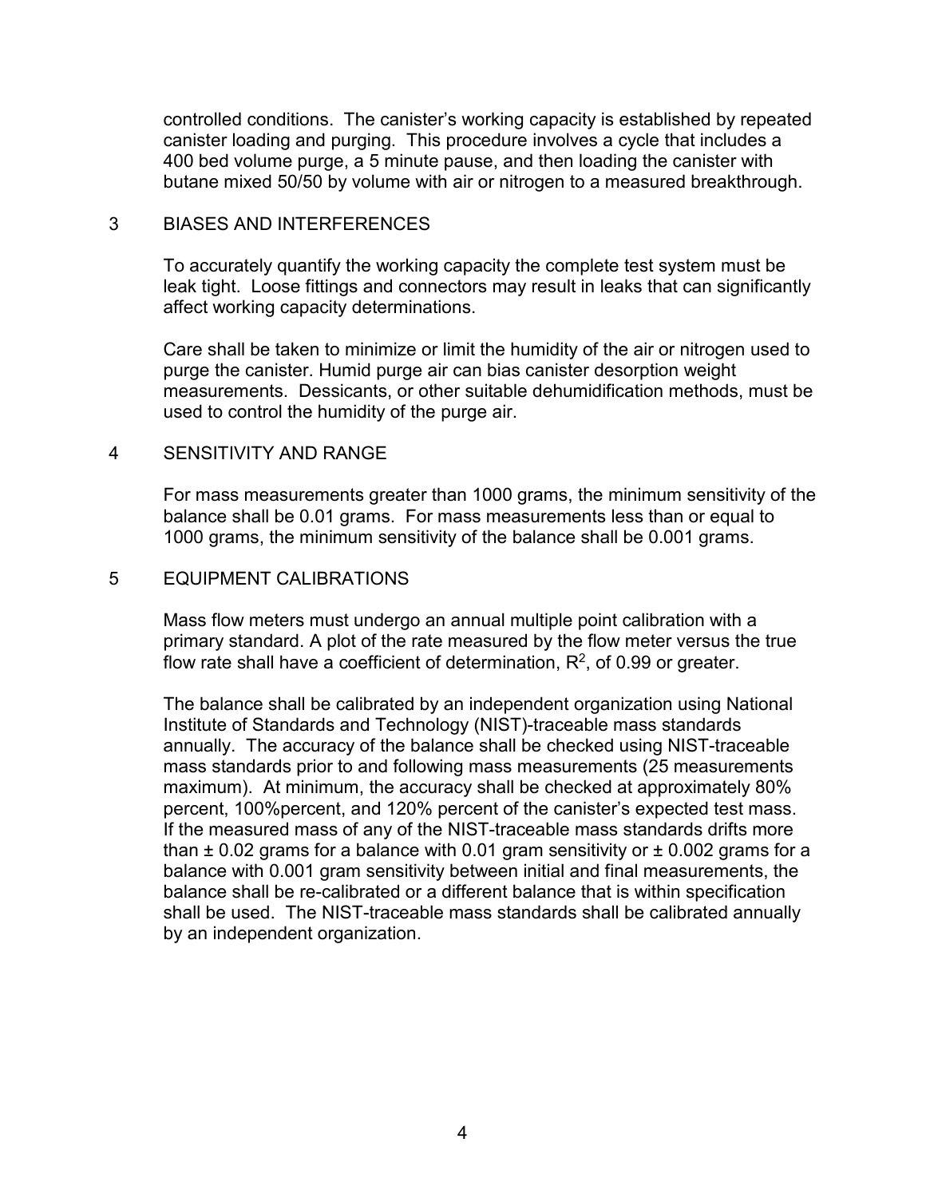controlled conditions. The canister's working capacity is established by repeated canister loading and purging. This procedure involves a cycle that includes a 400 bed volume purge, a 5 minute pause, and then loading the canister with butane mixed 50/50 by volume with air or nitrogen to a measured breakthrough.

## 3 BIASES AND INTERFERENCES

To accurately quantify the working capacity the complete test system must be leak tight. Loose fittings and connectors may result in leaks that can significantly affect working capacity determinations.

Care shall be taken to minimize or limit the humidity of the air or nitrogen used to purge the canister. Humid purge air can bias canister desorption weight measurements. Dessicants, or other suitable dehumidification methods, must be used to control the humidity of the purge air.

## 4 SENSITIVITY AND RANGE

For mass measurements greater than 1000 grams, the minimum sensitivity of the balance shall be 0.01 grams. For mass measurements less than or equal to 1000 grams, the minimum sensitivity of the balance shall be 0.001 grams.

## 5 EQUIPMENT CALIBRATIONS

Mass flow meters must undergo an annual multiple point calibration with a primary standard. A plot of the rate measured by the flow meter versus the true flow rate shall have a coefficient of determination, $R^2$, of 0.99 or greater.

The balance shall be calibrated by an independent organization using National Institute of Standards and Technology (NIST)-traceable mass standards annually. The accuracy of the balance shall be checked using NIST-traceable mass standards prior to and following mass measurements (25 measurements maximum). At minimum, the accuracy shall be checked at approximately 80% percent, 100%percent, and 120% percent of the canister's expected test mass. If the measured mass of any of the NIST-traceable mass standards drifts more than ± 0.02 grams for a balance with 0.01 gram sensitivity or ± 0.002 grams for a balance with 0.001 gram sensitivity between initial and final measurements, the balance shall be re-calibrated or a different balance that is within specification shall be used. The NIST-traceable mass standards shall be calibrated annually by an independent organization.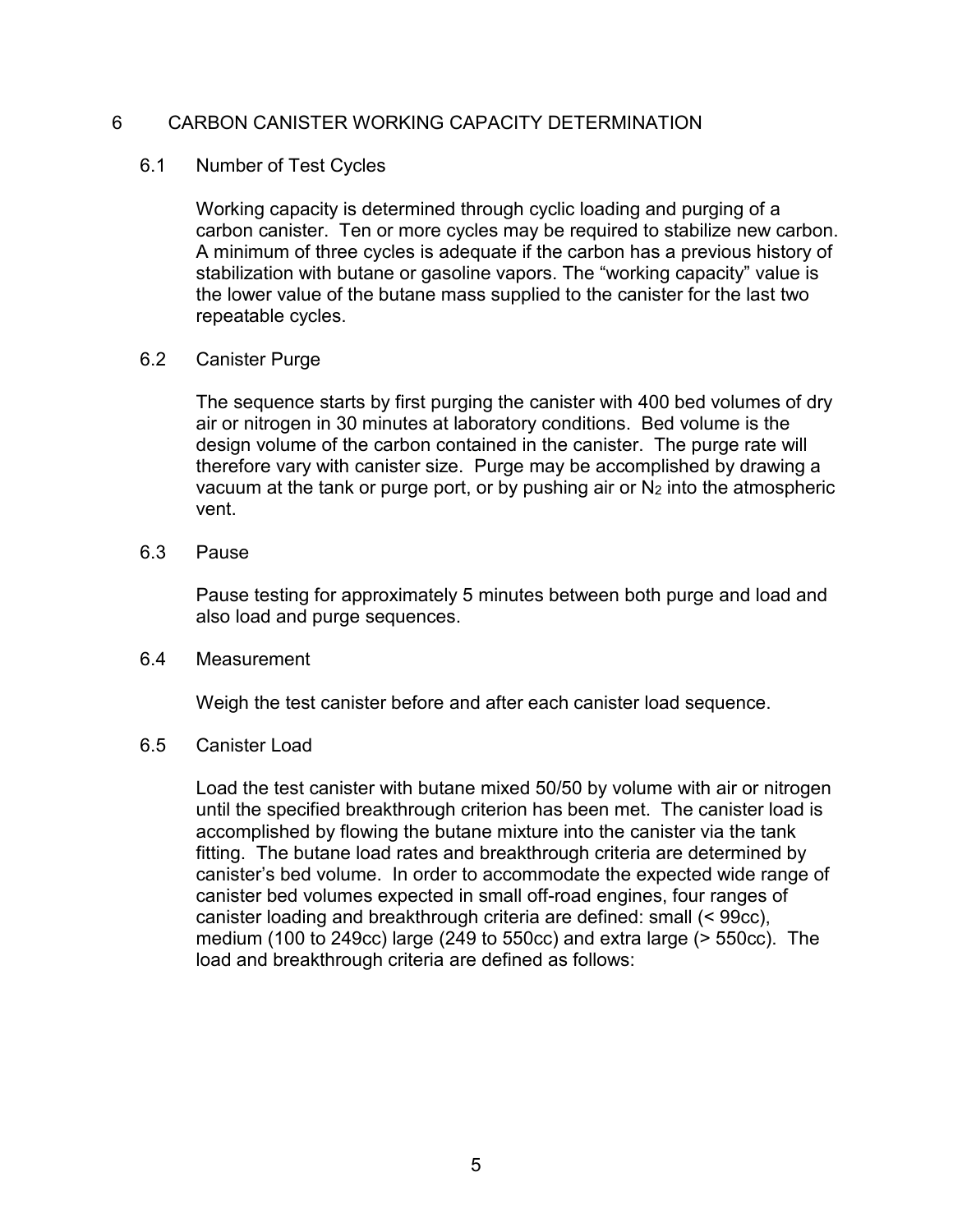# 6 CARBON CANISTER WORKING CAPACITY DETERMINATION

## 6.1 Number of Test Cycles

Working capacity is determined through cyclic loading and purging of a carbon canister. Ten or more cycles may be required to stabilize new carbon. A minimum of three cycles is adequate if the carbon has a previous history of stabilization with butane or gasoline vapors. The "working capacity" value is the lower value of the butane mass supplied to the canister for the last two repeatable cycles.

## 6.2 Canister Purge

The sequence starts by first purging the canister with 400 bed volumes of dry air or nitrogen in 30 minutes at laboratory conditions. Bed volume is the design volume of the carbon contained in the canister. The purge rate will therefore vary with canister size. Purge may be accomplished by drawing a vacuum at the tank or purge port, or by pushing air or $N_2$ into the atmospheric vent.

## 6.3 Pause

Pause testing for approximately 5 minutes between both purge and load and also load and purge sequences.

## 6.4 Measurement

Weigh the test canister before and after each canister load sequence.

## 6.5 Canister Load

Load the test canister with butane mixed 50/50 by volume with air or nitrogen until the specified breakthrough criterion has been met. The canister load is accomplished by flowing the butane mixture into the canister via the tank fitting. The butane load rates and breakthrough criteria are determined by canister's bed volume. In order to accommodate the expected wide range of canister bed volumes expected in small off-road engines, four ranges of canister loading and breakthrough criteria are defined: small (< 99cc), medium (100 to 249cc) large (249 to 550cc) and extra large (> 550cc). The load and breakthrough criteria are defined as follows: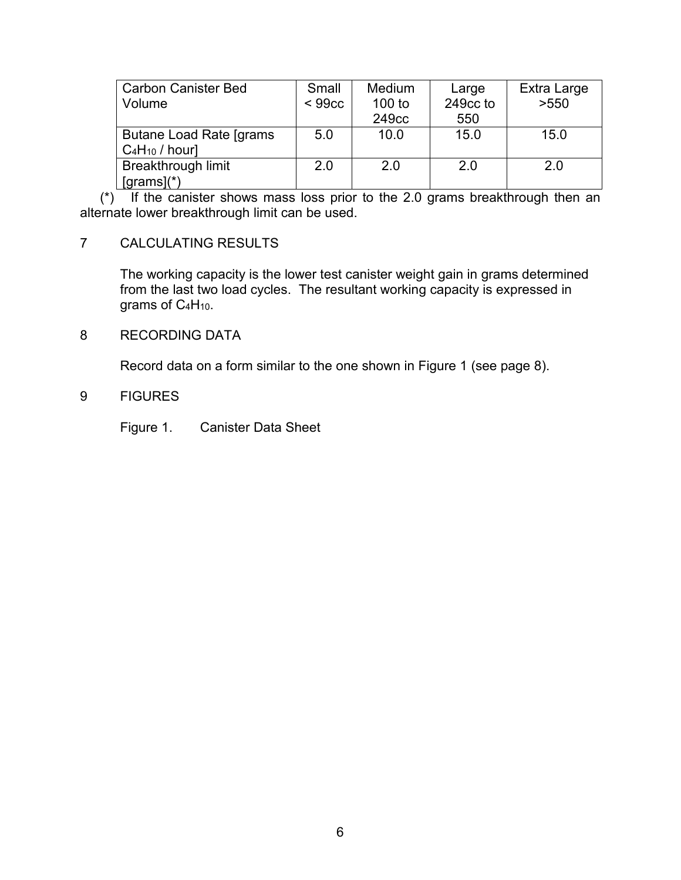| Carbon Canister Bed Volume | Small < 99cc | Medium 100 to 249cc | Large 249cc to 550 | Extra Large >550 |
| --- | --- | --- | --- | --- |
| Butane Load Rate [grams $C_4H_{10}$ / hour] | 5.0 | 10.0 | 15.0 | 15.0 |
| Breakthrough limit [grams](*) | 2.0 | 2.0 | 2.0 | 2.0 |

(*) If the canister shows mass loss prior to the 2.0 grams breakthrough then an alternate lower breakthrough limit can be used.

## 7 CALCULATING RESULTS

The working capacity is the lower test canister weight gain in grams determined from the last two load cycles. The resultant working capacity is expressed in grams of $C_4H_{10}$.

## 8 RECORDING DATA

Record data on a form similar to the one shown in Figure 1 (see page 8).

## 9 FIGURES

Figure 1. Canister Data Sheet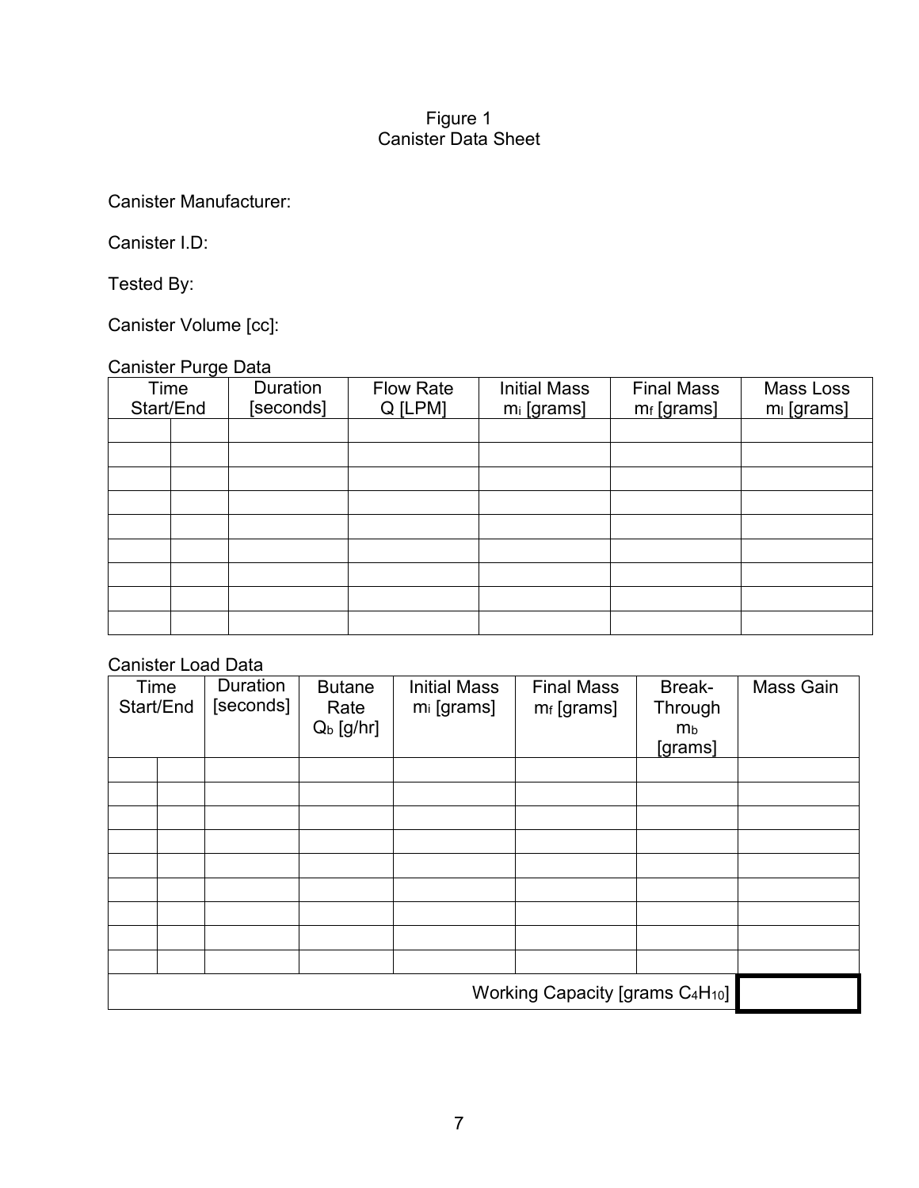Figure 1
Canister Data Sheet

Canister Manufacturer:

Canister I.D:

Tested By:

Canister Volume [cc]:

Canister Purge Data

| Time Start/End | | Duration [seconds] | Flow Rate Q [LPM] | Initial Mass $m_i$ [grams] | Final Mass $m_f$ [grams] | Mass Loss $m_l$ [grams] |
|---|---|---|---|---|---|---|
| | | | | | | |
| | | | | | | |
| | | | | | | |
| | | | | | | |
| | | | | | | |
| | | | | | | |
| | | | | | | |
| | | | | | | |
| | | | | | | |

Canister Load Data

| Time Start/End | | Duration [seconds] | Butane Rate $Q_b$ [g/hr] | Initial Mass $m_i$ [grams] | Final Mass $m_f$ [grams] | Break-Through $m_b$ [grams] | Mass Gain |
|---|---|---|---|---|---|---|---|
| | | | | | | | |
| | | | | | | | |
| | | | | | | | |
| | | | | | | | |
| | | | | | | | |
| | | | | | | | |
| | | | | | | | |
| | | | | | | | |
| | | | | | | | |
| Working Capacity [grams $C_4H_{10}$] | | | | | | | |